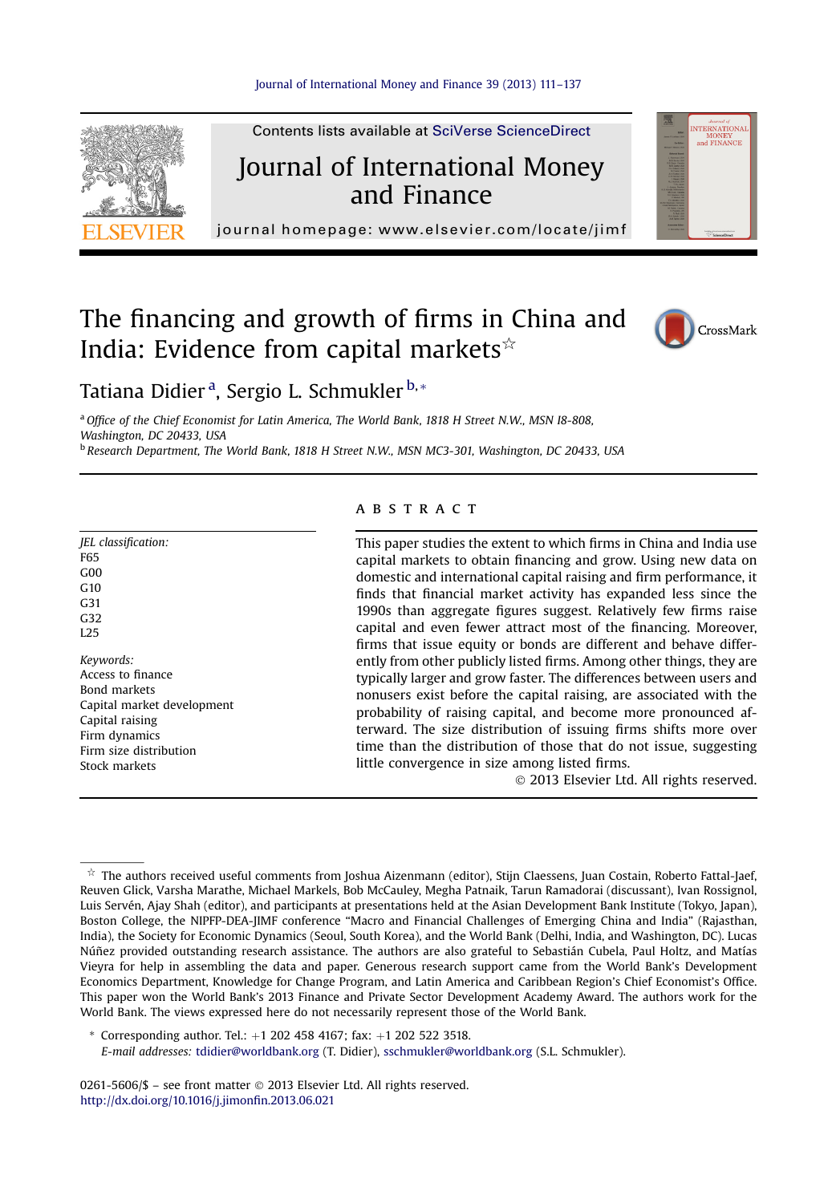# The financing and growth of firms in China and India: Evidence from capital markets ☆

Tatiana Didier [a], Sergio L. Schmukler [b,*]

[a] Office of the Chief Economist for Latin America, The World Bank, 1818 H Street N.W., MSN I8-808, Washington, DC 20433, USA

[b] Research Department, The World Bank, 1818 H Street N.W., MSN MC3-301, Washington, DC 20433, USA

*JEL classification:*
F65
G00
G10
G31
G32
L25

*Keywords:*
Access to finance
Bond markets
Capital market development
Capital raising
Firm dynamics
Firm size distribution
Stock markets

## ABSTRACT

This paper studies the extent to which firms in China and India use capital markets to obtain financing and grow. Using new data on domestic and international capital raising and firm performance, it finds that financial market activity has expanded less since the 1990s than aggregate figures suggest. Relatively few firms raise capital and even fewer attract most of the financing. Moreover, firms that issue equity or bonds are different and behave differently from other publicly listed firms. Among other things, they are typically larger and grow faster. The differences between users and nonusers exist before the capital raising, are associated with the probability of raising capital, and become more pronounced afterward. The size distribution of issuing firms shifts more over time than the distribution of those that do not issue, suggesting little convergence in size among listed firms.

© 2013 Elsevier Ltd. All rights reserved.

---

☆ The authors received useful comments from Joshua Aizenmann (editor), Stijn Claessens, Juan Costain, Roberto Fattal-Jaef, Reuven Glick, Varsha Marathe, Michael Markels, Bob McCauley, Megha Patnaik, Tarun Ramadorai (discussant), Ivan Rossignol, Luis Servén, Ajay Shah (editor), and participants at presentations held at the Asian Development Bank Institute (Tokyo, Japan), Boston College, the NIPFP-DEA-JIMF conference "Macro and Financial Challenges of Emerging China and India" (Rajasthan, India), the Society for Economic Dynamics (Seoul, South Korea), and the World Bank (Delhi, India, and Washington, DC). Lucas Núñez provided outstanding research assistance. The authors are also grateful to Sebastián Cubela, Paul Holtz, and Matías Vieyra for help in assembling the data and paper. Generous research support came from the World Bank's Development Economics Department, Knowledge for Change Program, and Latin America and Caribbean Region's Chief Economist's Office. This paper won the World Bank's 2013 Finance and Private Sector Development Academy Award. The authors work for the World Bank. The views expressed here do not necessarily represent those of the World Bank.

\* Corresponding author. Tel.: +1 202 458 4167; fax: +1 202 522 3518.
*E-mail addresses:* tdidier@worldbank.org (T. Didier), sschmukler@worldbank.org (S.L. Schmukler).

0261-5606/$ – see front matter © 2013 Elsevier Ltd. All rights reserved.
http://dx.doi.org/10.1016/j.jimonfin.2013.06.021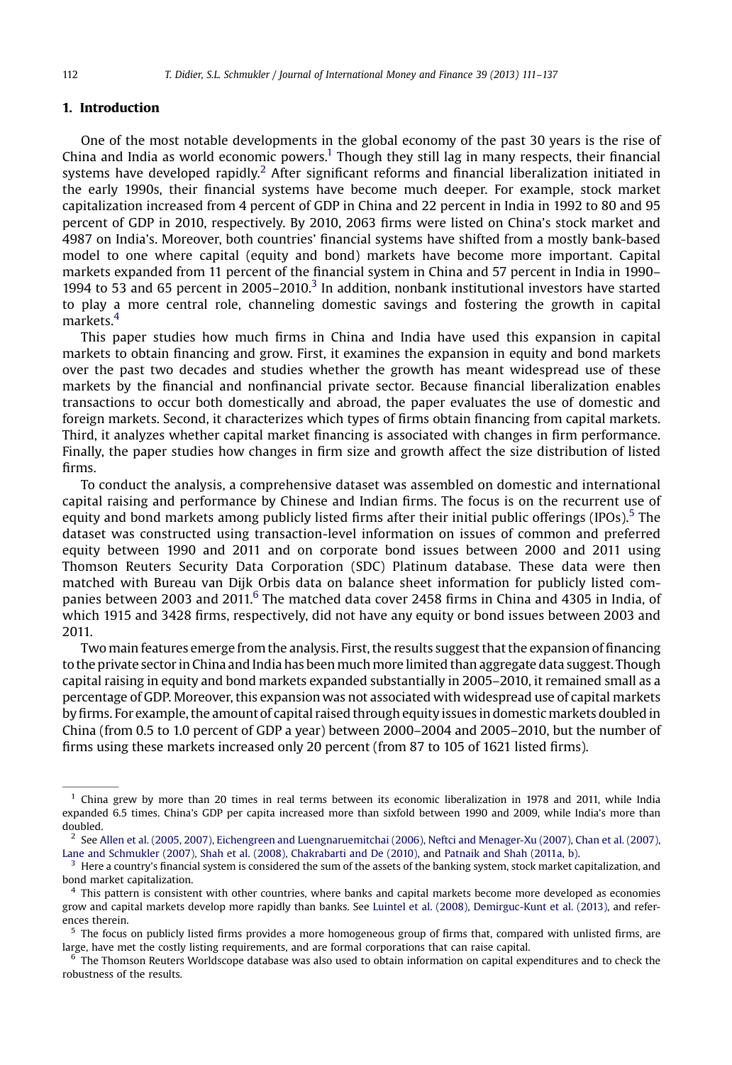## 1. Introduction

One of the most notable developments in the global economy of the past 30 years is the rise of China and India as world economic powers.[1] Though they still lag in many respects, their financial systems have developed rapidly.[2] After significant reforms and financial liberalization initiated in the early 1990s, their financial systems have become much deeper. For example, stock market capitalization increased from 4 percent of GDP in China and 22 percent in India in 1992 to 80 and 95 percent of GDP in 2010, respectively. By 2010, 2063 firms were listed on China's stock market and 4987 on India's. Moreover, both countries' financial systems have shifted from a mostly bank-based model to one where capital (equity and bond) markets have become more important. Capital markets expanded from 11 percent of the financial system in China and 57 percent in India in 1990–1994 to 53 and 65 percent in 2005–2010.[3] In addition, nonbank institutional investors have started to play a more central role, channeling domestic savings and fostering the growth in capital markets.[4]

This paper studies how much firms in China and India have used this expansion in capital markets to obtain financing and grow. First, it examines the expansion in equity and bond markets over the past two decades and studies whether the growth has meant widespread use of these markets by the financial and nonfinancial private sector. Because financial liberalization enables transactions to occur both domestically and abroad, the paper evaluates the use of domestic and foreign markets. Second, it characterizes which types of firms obtain financing from capital markets. Third, it analyzes whether capital market financing is associated with changes in firm performance. Finally, the paper studies how changes in firm size and growth affect the size distribution of listed firms.

To conduct the analysis, a comprehensive dataset was assembled on domestic and international capital raising and performance by Chinese and Indian firms. The focus is on the recurrent use of equity and bond markets among publicly listed firms after their initial public offerings (IPOs).[5] The dataset was constructed using transaction-level information on issues of common and preferred equity between 1990 and 2011 and on corporate bond issues between 2000 and 2011 using Thomson Reuters Security Data Corporation (SDC) Platinum database. These data were then matched with Bureau van Dijk Orbis data on balance sheet information for publicly listed companies between 2003 and 2011.[6] The matched data cover 2458 firms in China and 4305 in India, of which 1915 and 3428 firms, respectively, did not have any equity or bond issues between 2003 and 2011.

Two main features emerge from the analysis. First, the results suggest that the expansion of financing to the private sector in China and India has been much more limited than aggregate data suggest. Though capital raising in equity and bond markets expanded substantially in 2005–2010, it remained small as a percentage of GDP. Moreover, this expansion was not associated with widespread use of capital markets by firms. For example, the amount of capital raised through equity issues in domestic markets doubled in China (from 0.5 to 1.0 percent of GDP a year) between 2000–2004 and 2005–2010, but the number of firms using these markets increased only 20 percent (from 87 to 105 of 1621 listed firms).

---

[1] China grew by more than 20 times in real terms between its economic liberalization in 1978 and 2011, while India expanded 6.5 times. China's GDP per capita increased more than sixfold between 1990 and 2009, while India's more than doubled.

[2] See Allen et al. (2005, 2007), Eichengreen and Luengnaruemitchai (2006), Neftci and Menager-Xu (2007), Chan et al. (2007), Lane and Schmukler (2007), Shah et al. (2008), Chakrabarti and De (2010), and Patnaik and Shah (2011a, b).

[3] Here a country's financial system is considered the sum of the assets of the banking system, stock market capitalization, and bond market capitalization.

[4] This pattern is consistent with other countries, where banks and capital markets become more developed as economies grow and capital markets develop more rapidly than banks. See Luintel et al. (2008), Demirguc-Kunt et al. (2013), and references therein.

[5] The focus on publicly listed firms provides a more homogeneous group of firms that, compared with unlisted firms, are large, have met the costly listing requirements, and are formal corporations that can raise capital.

[6] The Thomson Reuters Worldscope database was also used to obtain information on capital expenditures and to check the robustness of the results.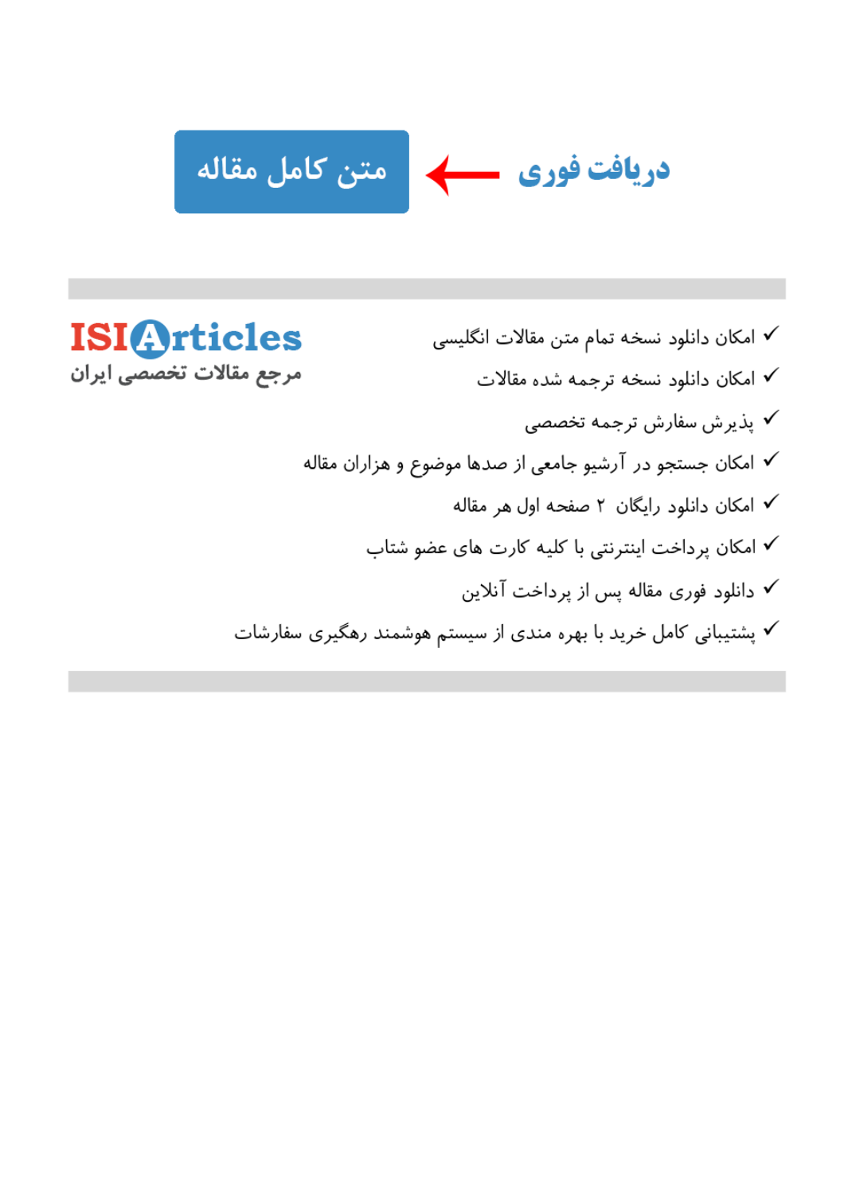دریافت فوری ← **متن کامل مقاله**

**ISIArticles**
مرجع مقالات تخصصی ایران

- ✓ امکان دانلود نسخه تمام متن مقالات انگلیسی
- ✓ امکان دانلود نسخه ترجمه شده مقالات
- ✓ پذیرش سفارش ترجمه تخصصی
- ✓ امکان جستجو در آرشیو جامعی از صدها موضوع و هزاران مقاله
- ✓ امکان دانلود رایگان ۲ صفحه اول هر مقاله
- ✓ امکان پرداخت اینترنتی با کلیه کارت های عضو شتاب
- ✓ دانلود فوری مقاله پس از پرداخت آنلاین
- ✓ پشتیبانی کامل خرید با بهره مندی از سیستم هوشمند رهگیری سفارشات